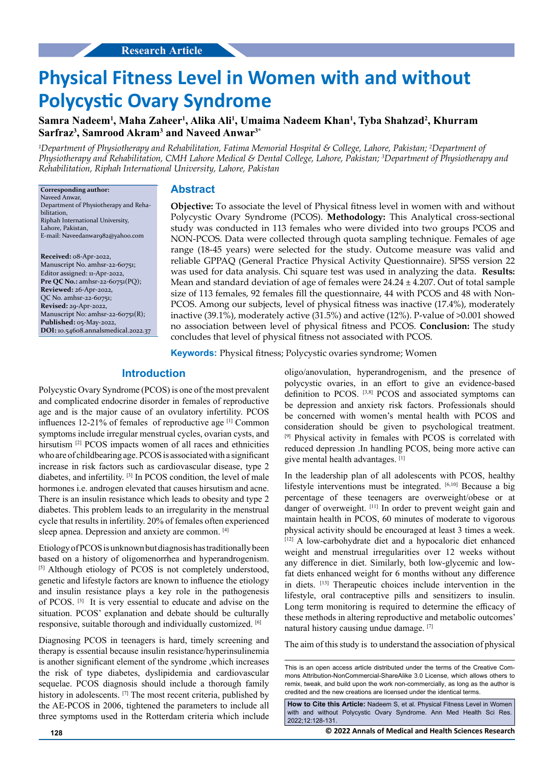Research Article

# Physical Fitness Level in Women with and without Polycystic Ovary Syndrome

**Samra Nadeem[1], Maha Zaheer[1], Alika Ali[1], Umaima Nadeem Khan[1], Tyba Shahzad[2], Khurram Sarfraz[3], Samrood Akram[3] and Naveed Anwar[3*]**

*[1]Department of Physiotherapy and Rehabilitation, Fatima Memorial Hospital & College, Lahore, Pakistan; [2]Department of Physiotherapy and Rehabilitation, CMH Lahore Medical & Dental College, Lahore, Pakistan; [3]Department of Physiotherapy and Rehabilitation, Riphah International University, Lahore, Pakistan*

**Corresponding author:**
Naveed Anwar,
Department of Physiotherapy and Rehabilitation,
Riphah International University,
Lahore, Pakistan,
E-mail: Naveedanwar982@yahoo.com

**Received:** 08-Apr-2022,
Manuscript No. amhsr-22-60751;
Editor assigned: 11-Apr-2022,
**Pre QC No.:** amhsr-22-60751(PQ);
**Reviewed:** 26-Apr-2022,
QC No. amhsr-22-60751;
**Revised:** 29-Apr-2022,
Manuscript No: amhsr-22-60751(R);
**Published:** 05-May-2022,
**DOI:** 10.54608.annalsmedical.2022.37

## Abstract

**Objective:** To associate the level of Physical fitness level in women with and without Polycystic Ovary Syndrome (PCOS). **Methodology:** This Analytical cross-sectional study was conducted in 113 females who were divided into two groups PCOS and NON-PCOS. Data were collected through quota sampling technique. Females of age range (18-45 years) were selected for the study. Outcome measure was valid and reliable GPPAQ (General Practice Physical Activity Questionnaire). SPSS version 22 was used for data analysis. Chi square test was used in analyzing the data. **Results:** Mean and standard deviation of age of females were 24.24 ± 4.207. Out of total sample size of 113 females, 92 females fill the questionnaire, 44 with PCOS and 48 with Non-PCOS. Among our subjects, level of physical fitness was inactive (17.4%), moderately inactive (39.1%), moderately active (31.5%) and active (12%). P-value of >0.001 showed no association between level of physical fitness and PCOS. **Conclusion:** The study concludes that level of physical fitness not associated with PCOS.

**Keywords:** Physical fitness; Polycystic ovaries syndrome; Women

## Introduction

Polycystic Ovary Syndrome (PCOS) is one of the most prevalent and complicated endocrine disorder in females of reproductive age and is the major cause of an ovulatory infertility. PCOS influences 12-21% of females of reproductive age [1] Common symptoms include irregular menstrual cycles, ovarian cysts, and hirsutism [2] PCOS impacts women of all races and ethnicities who are of childbearing age. PCOS is associated with a significant increase in risk factors such as cardiovascular disease, type 2 diabetes, and infertility. [3] In PCOS condition, the level of male hormones i.e. androgen elevated that causes hirsutism and acne. There is an insulin resistance which leads to obesity and type 2 diabetes. This problem leads to an irregularity in the menstrual cycle that results in infertility. 20% of females often experienced sleep apnea. Depression and anxiety are common. [4]

Etiology of PCOS is unknown but diagnosis has traditionally been based on a history of oligomenorrhea and hyperandrogenism. [5] Although etiology of PCOS is not completely understood, genetic and lifestyle factors are known to influence the etiology and insulin resistance plays a key role in the pathogenesis of PCOS. [3] It is very essential to educate and advise on the situation. PCOS' explanation and debate should be culturally responsive, suitable thorough and individually customized. [6]

Diagnosing PCOS in teenagers is hard, timely screening and therapy is essential because insulin resistance/hyperinsulinemia is another significant element of the syndrome ,which increases the risk of type diabetes, dyslipidemia and cardiovascular sequelae. PCOS diagnosis should include a thorough family history in adolescents. [7] The most recent criteria, published by the AE-PCOS in 2006, tightened the parameters to include all three symptoms used in the Rotterdam criteria which include oligo/anovulation, hyperandrogenism, and the presence of polycystic ovaries, in an effort to give an evidence-based definition to PCOS. [3,8] PCOS and associated symptoms can be depression and anxiety risk factors. Professionals should be concerned with women's mental health with PCOS and consideration should be given to psychological treatment. [9] Physical activity in females with PCOS is correlated with reduced depression .In handling PCOS, being more active can give mental health advantages. [1]

In the leadership plan of all adolescents with PCOS, healthy lifestyle interventions must be integrated. [6,10] Because a big percentage of these teenagers are overweight/obese or at danger of overweight. [11] In order to prevent weight gain and maintain health in PCOS, 60 minutes of moderate to vigorous physical activity should be encouraged at least 3 times a week. [12] A low-carbohydrate diet and a hypocaloric diet enhanced weight and menstrual irregularities over 12 weeks without any difference in diet. Similarly, both low-glycemic and low-fat diets enhanced weight for 6 months without any difference in diets. [13] Therapeutic choices include intervention in the lifestyle, oral contraceptive pills and sensitizers to insulin. Long term monitoring is required to determine the efficacy of these methods in altering reproductive and metabolic outcomes' natural history causing undue damage. [7]

The aim of this study is to understand the association of physical

This is an open access article distributed under the terms of the Creative Commons Attribution-NonCommercial-ShareAlike 3.0 License, which allows others to remix, tweak, and build upon the work non-commercially, as long as the author is credited and the new creations are licensed under the identical terms.

**How to Cite this Article:** Nadeem S, et al. Physical Fitness Level in Women with and without Polycystic Ovary Syndrome. Ann Med Health Sci Res. 2022;12:128-131.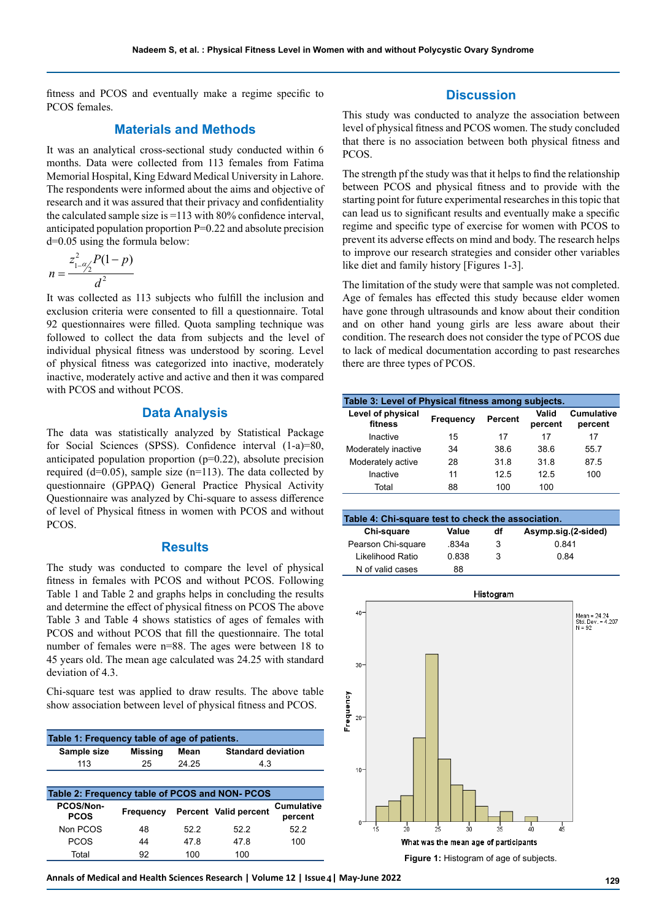fitness and PCOS and eventually make a regime specific to PCOS females.

## Materials and Methods

It was an analytical cross-sectional study conducted within 6 months. Data were collected from 113 females from Fatima Memorial Hospital, King Edward Medical University in Lahore. The respondents were informed about the aims and objective of research and it was assured that their privacy and confidentiality the calculated sample size is =113 with 80% confidence interval, anticipated population proportion P=0.22 and absolute precision d=0.05 using the formula below:

$$n = \frac{z^2_{1-\alpha/2} P(1-p)}{d^2}$$

It was collected as 113 subjects who fulfill the inclusion and exclusion criteria were consented to fill a questionnaire. Total 92 questionnaires were filled. Quota sampling technique was followed to collect the data from subjects and the level of individual physical fitness was understood by scoring. Level of physical fitness was categorized into inactive, moderately inactive, moderately active and active and then it was compared with PCOS and without PCOS.

## Data Analysis

The data was statistically analyzed by Statistical Package for Social Sciences (SPSS). Confidence interval (1-a)=80, anticipated population proportion (p=0.22), absolute precision required (d=0.05), sample size (n=113). The data collected by questionnaire (GPPAQ) General Practice Physical Activity Questionnaire was analyzed by Chi-square to assess difference of level of Physical fitness in women with PCOS and without PCOS.

## Results

The study was conducted to compare the level of physical fitness in females with PCOS and without PCOS. Following Table 1 and Table 2 and graphs helps in concluding the results and determine the effect of physical fitness on PCOS The above Table 3 and Table 4 shows statistics of ages of females with PCOS and without PCOS that fill the questionnaire. The total number of females were n=88. The ages were between 18 to 45 years old. The mean age calculated was 24.25 with standard deviation of 4.3.

Chi-square test was applied to draw results. The above table show association between level of physical fitness and PCOS.

**Table 1: Frequency table of age of patients.**

| Sample size | Missing | Mean | Standard deviation |
|---|---|---|---|
| 113 | 25 | 24.25 | 4.3 |

**Table 2: Frequency table of PCOS and NON- PCOS**

| PCOS/Non-PCOS | Frequency | Percent | Valid percent | Cumulative percent |
|---|---|---|---|---|
| Non PCOS | 48 | 52.2 | 52.2 | 52.2 |
| PCOS | 44 | 47.8 | 47.8 | 100 |
| Total | 92 | 100 | 100 | |

## Discussion

This study was conducted to analyze the association between level of physical fitness and PCOS women. The study concluded that there is no association between both physical fitness and PCOS.

The strength pf the study was that it helps to find the relationship between PCOS and physical fitness and to provide with the starting point for future experimental researches in this topic that can lead us to significant results and eventually make a specific regime and specific type of exercise for women with PCOS to prevent its adverse effects on mind and body. The research helps to improve our research strategies and consider other variables like diet and family history [Figures 1-3].

The limitation of the study were that sample was not completed. Age of females has effected this study because elder women have gone through ultrasounds and know about their condition and on other hand young girls are less aware about their condition. The research does not consider the type of PCOS due to lack of medical documentation according to past researches there are three types of PCOS.

**Table 3: Level of Physical fitness among subjects.**

| Level of physical fitness | Frequency | Percent | Valid percent | Cumulative percent |
|---|---|---|---|---|
| Inactive | 15 | 17 | 17 | 17 |
| Moderately inactive | 34 | 38.6 | 38.6 | 55.7 |
| Moderately active | 28 | 31.8 | 31.8 | 87.5 |
| Inactive | 11 | 12.5 | 12.5 | 100 |
| Total | 88 | 100 | 100 | |

**Table 4: Chi-square test to check the association.**

| Chi-square | Value | df | Asymp.sig.(2-sided) |
|---|---|---|---|
| Pearson Chi-square | .834a | 3 | 0.841 |
| Likelihood Ratio | 0.838 | 3 | 0.84 |
| N of valid cases | 88 | | |

**Figure 1:** Histogram of age of subjects.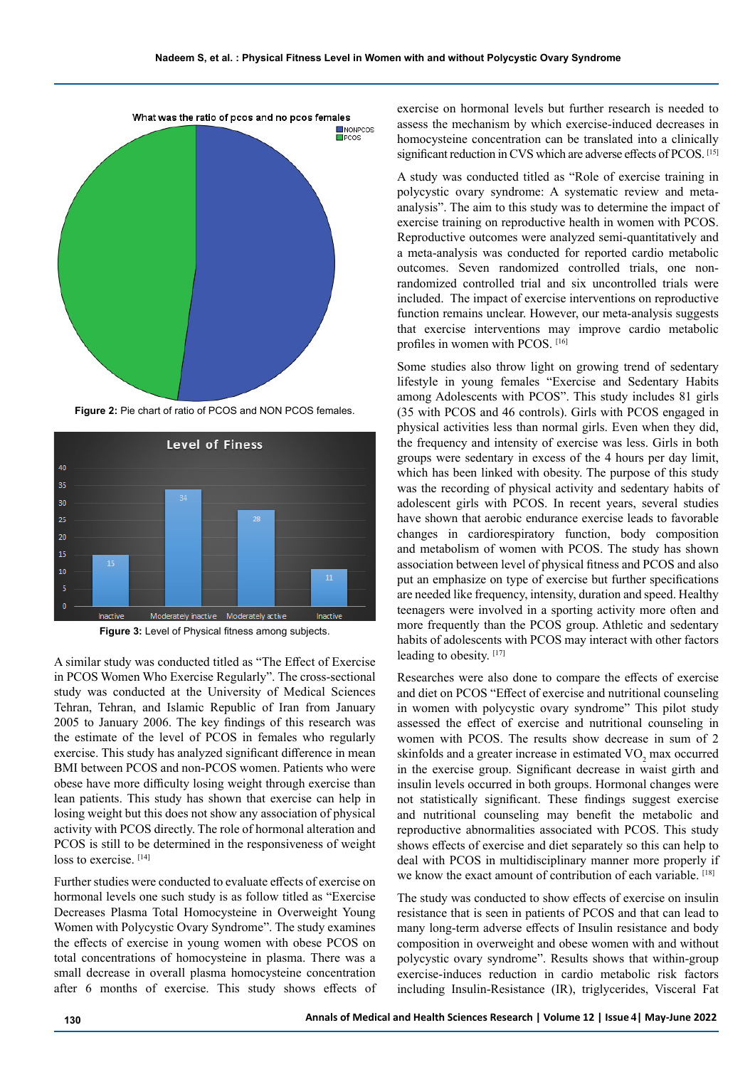What was the ratio of pcos and no pcos females

Figure 2: Pie chart of ratio of PCOS and NON PCOS females.

Figure 3: Level of Physical fitness among subjects.

A similar study was conducted titled as "The Effect of Exercise in PCOS Women Who Exercise Regularly". The cross-sectional study was conducted at the University of Medical Sciences Tehran, Tehran, and Islamic Republic of Iran from January 2005 to January 2006. The key findings of this research was the estimate of the level of PCOS in females who regularly exercise. This study has analyzed significant difference in mean BMI between PCOS and non-PCOS women. Patients who were obese have more difficulty losing weight through exercise than lean patients. This study has shown that exercise can help in losing weight but this does not show any association of physical activity with PCOS directly. The role of hormonal alteration and PCOS is still to be determined in the responsiveness of weight loss to exercise. [14]

Further studies were conducted to evaluate effects of exercise on hormonal levels one such study is as follow titled as "Exercise Decreases Plasma Total Homocysteine in Overweight Young Women with Polycystic Ovary Syndrome". The study examines the effects of exercise in young women with obese PCOS on total concentrations of homocysteine in plasma. There was a small decrease in overall plasma homocysteine concentration after 6 months of exercise. This study shows effects of exercise on hormonal levels but further research is needed to assess the mechanism by which exercise-induced decreases in homocysteine concentration can be translated into a clinically significant reduction in CVS which are adverse effects of PCOS. [15]

A study was conducted titled as "Role of exercise training in polycystic ovary syndrome: A systematic review and meta-analysis". The aim to this study was to determine the impact of exercise training on reproductive health in women with PCOS. Reproductive outcomes were analyzed semi-quantitatively and a meta-analysis was conducted for reported cardio metabolic outcomes. Seven randomized controlled trials, one non-randomized controlled trial and six uncontrolled trials were included. The impact of exercise interventions on reproductive function remains unclear. However, our meta-analysis suggests that exercise interventions may improve cardio metabolic profiles in women with PCOS. [16]

Some studies also throw light on growing trend of sedentary lifestyle in young females "Exercise and Sedentary Habits among Adolescents with PCOS". This study includes 81 girls (35 with PCOS and 46 controls). Girls with PCOS engaged in physical activities less than normal girls. Even when they did, the frequency and intensity of exercise was less. Girls in both groups were sedentary in excess of the 4 hours per day limit, which has been linked with obesity. The purpose of this study was the recording of physical activity and sedentary habits of adolescent girls with PCOS. In recent years, several studies have shown that aerobic endurance exercise leads to favorable changes in cardiorespiratory function, body composition and metabolism of women with PCOS. The study has shown association between level of physical fitness and PCOS and also put an emphasize on type of exercise but further specifications are needed like frequency, intensity, duration and speed. Healthy teenagers were involved in a sporting activity more often and more frequently than the PCOS group. Athletic and sedentary habits of adolescents with PCOS may interact with other factors leading to obesity. [17]

Researches were also done to compare the effects of exercise and diet on PCOS "Effect of exercise and nutritional counseling in women with polycystic ovary syndrome" This pilot study assessed the effect of exercise and nutritional counseling in women with PCOS. The results show decrease in sum of 2 skinfolds and a greater increase in estimated $VO_2$ max occurred in the exercise group. Significant decrease in waist girth and insulin levels occurred in both groups. Hormonal changes were not statistically significant. These findings suggest exercise and nutritional counseling may benefit the metabolic and reproductive abnormalities associated with PCOS. This study shows effects of exercise and diet separately so this can help to deal with PCOS in multidisciplinary manner more properly if we know the exact amount of contribution of each variable. [18]

The study was conducted to show effects of exercise on insulin resistance that is seen in patients of PCOS and that can lead to many long-term adverse effects of Insulin resistance and body composition in overweight and obese women with and without polycystic ovary syndrome". Results shows that within-group exercise-induces reduction in cardio metabolic risk factors including Insulin-Resistance (IR), triglycerides, Visceral Fat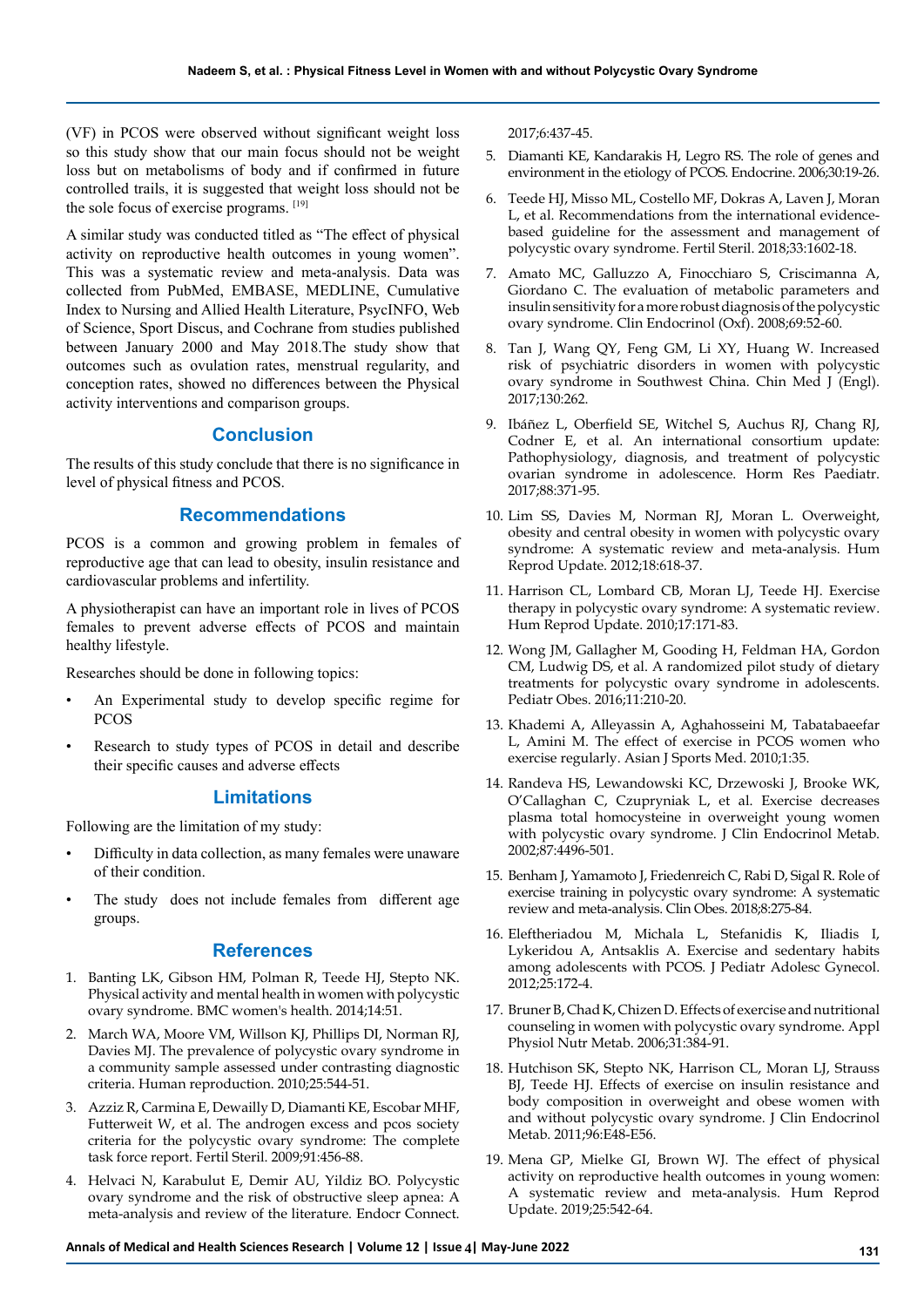(VF) in PCOS were observed without significant weight loss so this study show that our main focus should not be weight loss but on metabolisms of body and if confirmed in future controlled trails, it is suggested that weight loss should not be the sole focus of exercise programs. [19]

A similar study was conducted titled as "The effect of physical activity on reproductive health outcomes in young women". This was a systematic review and meta-analysis. Data was collected from PubMed, EMBASE, MEDLINE, Cumulative Index to Nursing and Allied Health Literature, PsycINFO, Web of Science, Sport Discus, and Cochrane from studies published between January 2000 and May 2018.The study show that outcomes such as ovulation rates, menstrual regularity, and conception rates, showed no differences between the Physical activity interventions and comparison groups.

## Conclusion

The results of this study conclude that there is no significance in level of physical fitness and PCOS.

## Recommendations

PCOS is a common and growing problem in females of reproductive age that can lead to obesity, insulin resistance and cardiovascular problems and infertility.

A physiotherapist can have an important role in lives of PCOS females to prevent adverse effects of PCOS and maintain healthy lifestyle.

Researches should be done in following topics:

- An Experimental study to develop specific regime for PCOS
- Research to study types of PCOS in detail and describe their specific causes and adverse effects

## Limitations

Following are the limitation of my study:

- Difficulty in data collection, as many females were unaware of their condition.
- The study does not include females from different age groups.

## References

1. Banting LK, Gibson HM, Polman R, Teede HJ, Stepto NK. Physical activity and mental health in women with polycystic ovary syndrome. BMC women's health. 2014;14:51.
2. March WA, Moore VM, Willson KJ, Phillips DI, Norman RJ, Davies MJ. The prevalence of polycystic ovary syndrome in a community sample assessed under contrasting diagnostic criteria. Human reproduction. 2010;25:544-51.
3. Azziz R, Carmina E, Dewailly D, Diamanti KE, Escobar MHF, Futterweit W, et al. The androgen excess and pcos society criteria for the polycystic ovary syndrome: The complete task force report. Fertil Steril. 2009;91:456-88.
4. Helvaci N, Karabulut E, Demir AU, Yildiz BO. Polycystic ovary syndrome and the risk of obstructive sleep apnea: A meta-analysis and review of the literature. Endocr Connect. 2017;6:437-45.
5. Diamanti KE, Kandarakis H, Legro RS. The role of genes and environment in the etiology of PCOS. Endocrine. 2006;30:19-26.
6. Teede HJ, Misso ML, Costello MF, Dokras A, Laven J, Moran L, et al. Recommendations from the international evidence-based guideline for the assessment and management of polycystic ovary syndrome. Fertil Steril. 2018;33:1602-18.
7. Amato MC, Galluzzo A, Finocchiaro S, Criscimanna A, Giordano C. The evaluation of metabolic parameters and insulin sensitivity for a more robust diagnosis of the polycystic ovary syndrome. Clin Endocrinol (Oxf). 2008;69:52-60.
8. Tan J, Wang QY, Feng GM, Li XY, Huang W. Increased risk of psychiatric disorders in women with polycystic ovary syndrome in Southwest China. Chin Med J (Engl). 2017;130:262.
9. Ibáñez L, Oberfield SE, Witchel S, Auchus RJ, Chang RJ, Codner E, et al. An international consortium update: Pathophysiology, diagnosis, and treatment of polycystic ovarian syndrome in adolescence. Horm Res Paediatr. 2017;88:371-95.
10. Lim SS, Davies M, Norman RJ, Moran L. Overweight, obesity and central obesity in women with polycystic ovary syndrome: A systematic review and meta-analysis. Hum Reprod Update. 2012;18:618-37.
11. Harrison CL, Lombard CB, Moran LJ, Teede HJ. Exercise therapy in polycystic ovary syndrome: A systematic review. Hum Reprod Update. 2010;17:171-83.
12. Wong JM, Gallagher M, Gooding H, Feldman HA, Gordon CM, Ludwig DS, et al. A randomized pilot study of dietary treatments for polycystic ovary syndrome in adolescents. Pediatr Obes. 2016;11:210-20.
13. Khademi A, Alleyassin A, Aghahosseini M, Tabatabaeefar L, Amini M. The effect of exercise in PCOS women who exercise regularly. Asian J Sports Med. 2010;1:35.
14. Randeva HS, Lewandowski KC, Drzewoski J, Brooke WK, O'Callaghan C, Czupryniak L, et al. Exercise decreases plasma total homocysteine in overweight young women with polycystic ovary syndrome. J Clin Endocrinol Metab. 2002;87:4496-501.
15. Benham J, Yamamoto J, Friedenreich C, Rabi D, Sigal R. Role of exercise training in polycystic ovary syndrome: A systematic review and meta-analysis. Clin Obes. 2018;8:275-84.
16. Eleftheriadou M, Michala L, Stefanidis K, Iliadis I, Lykeridou A, Antsaklis A. Exercise and sedentary habits among adolescents with PCOS. J Pediatr Adolesc Gynecol. 2012;25:172-4.
17. Bruner B, Chad K, Chizen D. Effects of exercise and nutritional counseling in women with polycystic ovary syndrome. Appl Physiol Nutr Metab. 2006;31:384-91.
18. Hutchison SK, Stepto NK, Harrison CL, Moran LJ, Strauss BJ, Teede HJ. Effects of exercise on insulin resistance and body composition in overweight and obese women with and without polycystic ovary syndrome. J Clin Endocrinol Metab. 2011;96:E48-E56.
19. Mena GP, Mielke GI, Brown WJ. The effect of physical activity on reproductive health outcomes in young women: A systematic review and meta-analysis. Hum Reprod Update. 2019;25:542-64.